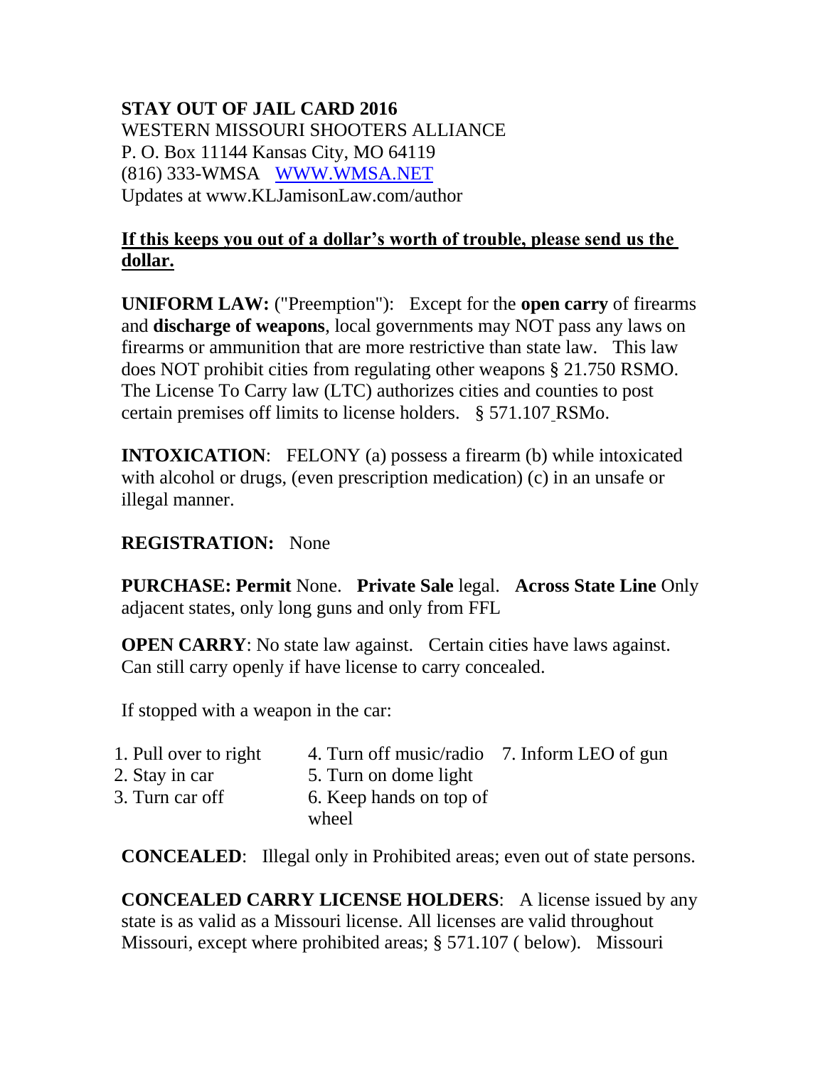**STAY OUT OF JAIL CARD 2016**
WESTERN MISSOURI SHOOTERS ALLIANCE
P. O. Box 11144 Kansas City, MO 64119
(816) 333-WMSA [WWW.WMSA.NET](http://WWW.WMSA.NET)
Updates at www.KLJamisonLaw.com/author

<u>**If this keeps you out of a dollar's worth of trouble, please send us the dollar.**</u>

**UNIFORM LAW:** ("Preemption"): Except for the **open carry** of firearms and **discharge of weapons**, local governments may NOT pass any laws on firearms or ammunition that are more restrictive than state law. This law does NOT prohibit cities from regulating other weapons § 21.750 RSMO. The License To Carry law (LTC) authorizes cities and counties to post certain premises off limits to license holders. § 571.107 RSMo.

**INTOXICATION**: FELONY (a) possess a firearm (b) while intoxicated with alcohol or drugs, (even prescription medication) (c) in an unsafe or illegal manner.

**REGISTRATION:** None

**PURCHASE: Permit** None. **Private Sale** legal. **Across State Line** Only adjacent states, only long guns and only from FFL

**OPEN CARRY**: No state law against. Certain cities have laws against. Can still carry openly if have license to carry concealed.

If stopped with a weapon in the car:

1. Pull over to right
2. Stay in car
3. Turn car off
4. Turn off music/radio
5. Turn on dome light
6. Keep hands on top of wheel
7. Inform LEO of gun

**CONCEALED**: Illegal only in Prohibited areas; even out of state persons.

**CONCEALED CARRY LICENSE HOLDERS**: A license issued by any state is as valid as a Missouri license. All licenses are valid throughout Missouri, except where prohibited areas; § 571.107 ( below). Missouri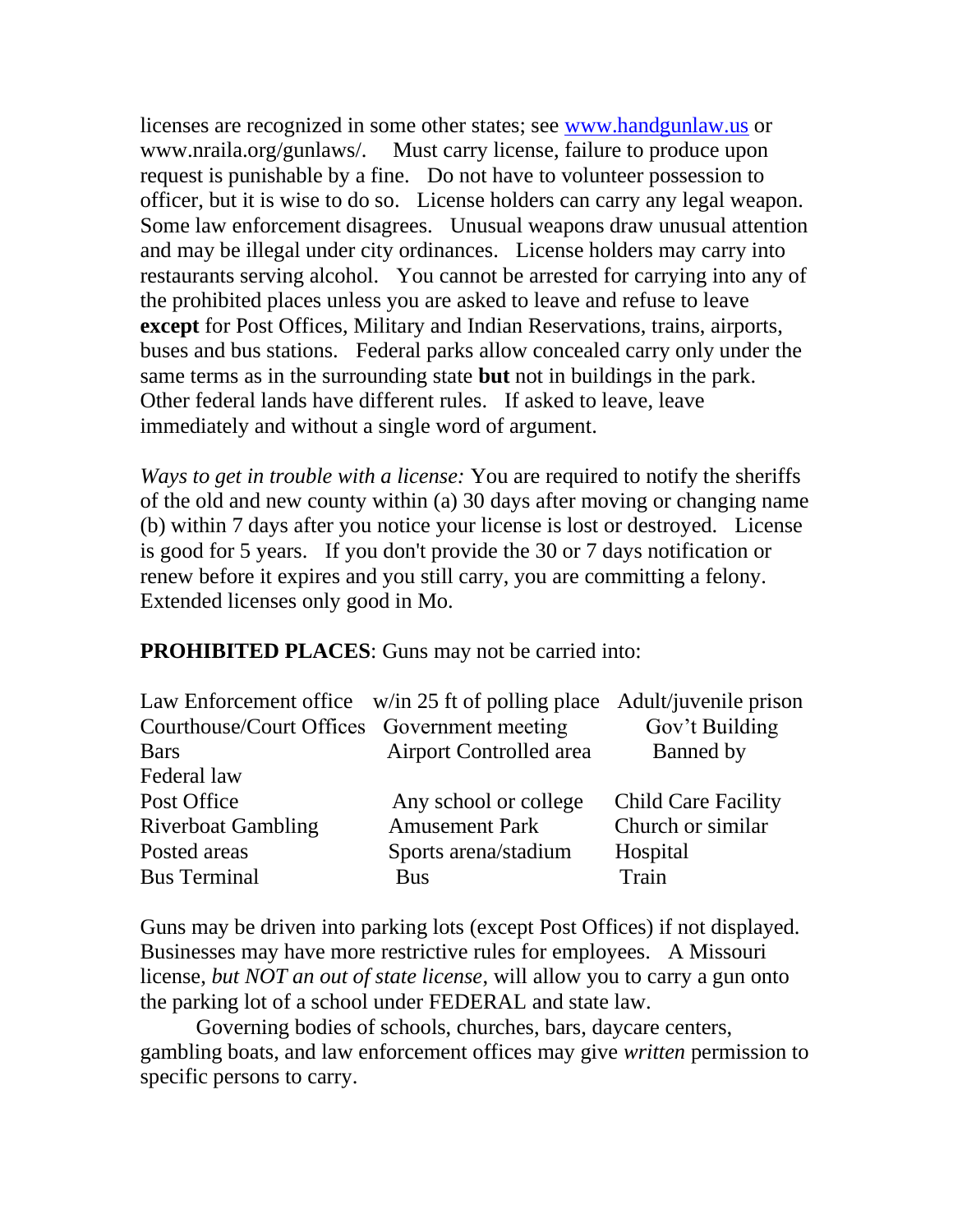licenses are recognized in some other states; see [www.handgunlaw.us](http://www.handgunlaw.us) or www.nraila.org/gunlaws/. Must carry license, failure to produce upon request is punishable by a fine. Do not have to volunteer possession to officer, but it is wise to do so. License holders can carry any legal weapon. Some law enforcement disagrees. Unusual weapons draw unusual attention and may be illegal under city ordinances. License holders may carry into restaurants serving alcohol. You cannot be arrested for carrying into any of the prohibited places unless you are asked to leave and refuse to leave **except** for Post Offices, Military and Indian Reservations, trains, airports, buses and bus stations. Federal parks allow concealed carry only under the same terms as in the surrounding state **but** not in buildings in the park. Other federal lands have different rules. If asked to leave, leave immediately and without a single word of argument.

*Ways to get in trouble with a license:* You are required to notify the sheriffs of the old and new county within (a) 30 days after moving or changing name (b) within 7 days after you notice your license is lost or destroyed. License is good for 5 years. If you don't provide the 30 or 7 days notification or renew before it expires and you still carry, you are committing a felony. Extended licenses only good in Mo.

**PROHIBITED PLACES**: Guns may not be carried into:

| | | |
|---|---|---|
| Law Enforcement office | w/in 25 ft of polling place | Adult/juvenile prison |
| Courthouse/Court Offices | Government meeting | Gov't Building |
| Bars | Airport Controlled area | Banned by Federal law |
| Post Office | Any school or college | Child Care Facility |
| Riverboat Gambling | Amusement Park | Church or similar |
| Posted areas | Sports arena/stadium | Hospital |
| Bus Terminal | Bus | Train |

Guns may be driven into parking lots (except Post Offices) if not displayed. Businesses may have more restrictive rules for employees. A Missouri license, *but NOT an out of state license*, will allow you to carry a gun onto the parking lot of a school under FEDERAL and state law.

Governing bodies of schools, churches, bars, daycare centers, gambling boats, and law enforcement offices may give *written* permission to specific persons to carry.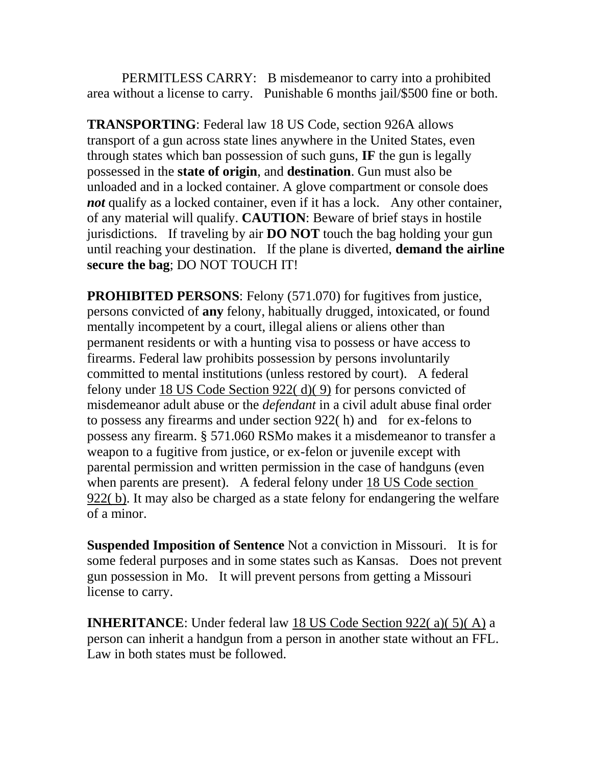PERMITLESS CARRY: B misdemeanor to carry into a prohibited area without a license to carry. Punishable 6 months jail/$500 fine or both.

**TRANSPORTING**: Federal law 18 US Code, section 926A allows transport of a gun across state lines anywhere in the United States, even through states which ban possession of such guns, **IF** the gun is legally possessed in the **state of origin**, and **destination**. Gun must also be unloaded and in a locked container. A glove compartment or console does ***not*** qualify as a locked container, even if it has a lock. Any other container, of any material will qualify. **CAUTION**: Beware of brief stays in hostile jurisdictions. If traveling by air **DO NOT** touch the bag holding your gun until reaching your destination. If the plane is diverted, **demand the airline secure the bag**; DO NOT TOUCH IT!

**PROHIBITED PERSONS**: Felony (571.070) for fugitives from justice, persons convicted of **any** felony, habitually drugged, intoxicated, or found mentally incompetent by a court, illegal aliens or aliens other than permanent residents or with a hunting visa to possess or have access to firearms. Federal law prohibits possession by persons involuntarily committed to mental institutions (unless restored by court). A federal felony under 18 US Code Section 922( d)( 9) for persons convicted of misdemeanor adult abuse or the *defendant* in a civil adult abuse final order to possess any firearms and under section 922( h) and for ex-felons to possess any firearm. § 571.060 RSMo makes it a misdemeanor to transfer a weapon to a fugitive from justice, or ex-felon or juvenile except with parental permission and written permission in the case of handguns (even when parents are present). A federal felony under 18 US Code section 922( b). It may also be charged as a state felony for endangering the welfare of a minor.

**Suspended Imposition of Sentence** Not a conviction in Missouri. It is for some federal purposes and in some states such as Kansas. Does not prevent gun possession in Mo. It will prevent persons from getting a Missouri license to carry.

**INHERITANCE**: Under federal law 18 US Code Section 922( a)( 5)( A) a person can inherit a handgun from a person in another state without an FFL. Law in both states must be followed.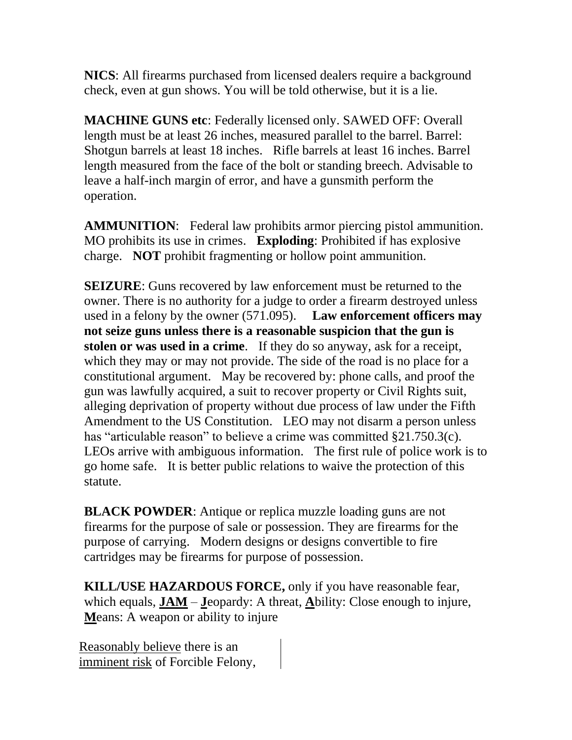**NICS**: All firearms purchased from licensed dealers require a background check, even at gun shows. You will be told otherwise, but it is a lie.

**MACHINE GUNS etc**: Federally licensed only. SAWED OFF: Overall length must be at least 26 inches, measured parallel to the barrel. Barrel: Shotgun barrels at least 18 inches. Rifle barrels at least 16 inches. Barrel length measured from the face of the bolt or standing breech. Advisable to leave a half-inch margin of error, and have a gunsmith perform the operation.

**AMMUNITION**: Federal law prohibits armor piercing pistol ammunition. MO prohibits its use in crimes. **Exploding**: Prohibited if has explosive charge. **NOT** prohibit fragmenting or hollow point ammunition.

**SEIZURE**: Guns recovered by law enforcement must be returned to the owner. There is no authority for a judge to order a firearm destroyed unless used in a felony by the owner (571.095). **Law enforcement officers may not seize guns unless there is a reasonable suspicion that the gun is stolen or was used in a crime**. If they do so anyway, ask for a receipt, which they may or may not provide. The side of the road is no place for a constitutional argument. May be recovered by: phone calls, and proof the gun was lawfully acquired, a suit to recover property or Civil Rights suit, alleging deprivation of property without due process of law under the Fifth Amendment to the US Constitution. LEO may not disarm a person unless has "articulable reason" to believe a crime was committed §21.750.3(c). LEOs arrive with ambiguous information. The first rule of police work is to go home safe. It is better public relations to waive the protection of this statute.

**BLACK POWDER**: Antique or replica muzzle loading guns are not firearms for the purpose of sale or possession. They are firearms for the purpose of carrying. Modern designs or designs convertible to fire cartridges may be firearms for purpose of possession.

**KILL/USE HAZARDOUS FORCE,** only if you have reasonable fear, which equals, **<u>JAM</u>** – **<u>J</u>**eopardy: A threat, **<u>A</u>**bility: Close enough to injure, **<u>M</u>**eans: A weapon or ability to injure

<u>Reasonably believe</u> there is an <u>imminent risk</u> of Forcible Felony,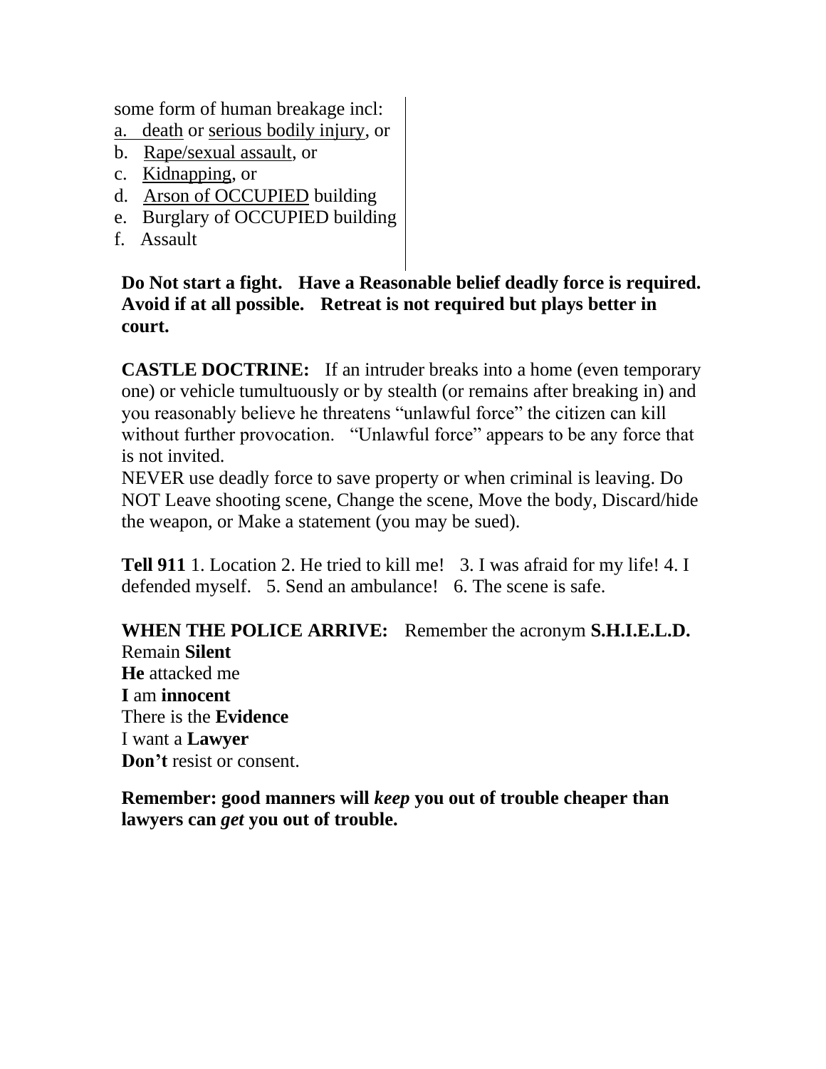some form of human breakage incl:

a. death or serious bodily injury, or
b. Rape/sexual assault, or
c. Kidnapping, or
d. Arson of OCCUPIED building
e. Burglary of OCCUPIED building
f. Assault

**Do Not start a fight. Have a Reasonable belief deadly force is required. Avoid if at all possible. Retreat is not required but plays better in court.**

**CASTLE DOCTRINE:** If an intruder breaks into a home (even temporary one) or vehicle tumultuously or by stealth (or remains after breaking in) and you reasonably believe he threatens "unlawful force" the citizen can kill without further provocation. "Unlawful force" appears to be any force that is not invited.

NEVER use deadly force to save property or when criminal is leaving. Do NOT Leave shooting scene, Change the scene, Move the body, Discard/hide the weapon, or Make a statement (you may be sued).

**Tell 911** 1. Location 2. He tried to kill me! 3. I was afraid for my life! 4. I defended myself. 5. Send an ambulance! 6. The scene is safe.

**WHEN THE POLICE ARRIVE:** Remember the acronym **S.H.I.E.L.D.**

Remain **Silent**
**He** attacked me
**I** am **innocent**
There is the **Evidence**
I want a **Lawyer**
**Don't** resist or consent.

**Remember: good manners will *keep* you out of trouble cheaper than lawyers can *get* you out of trouble.**